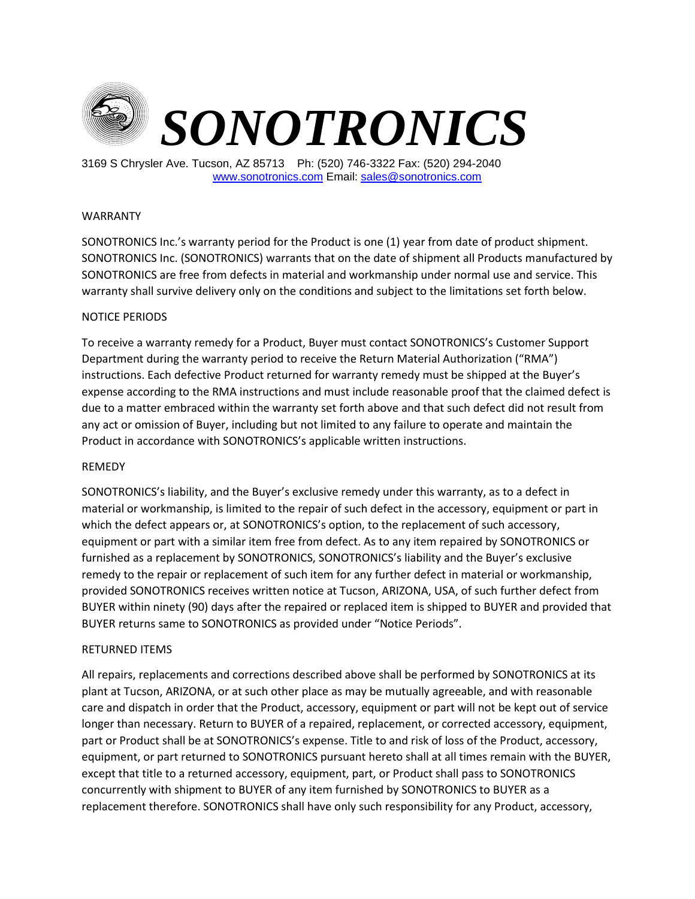# *SONOTRONICS*

3169 S Chrysler Ave. Tucson, AZ 85713 Ph: (520) 746-3322 Fax: (520) 294-2040
www.sonotronics.com Email: sales@sonotronics.com

## WARRANTY

SONOTRONICS Inc.'s warranty period for the Product is one (1) year from date of product shipment. SONOTRONICS Inc. (SONOTRONICS) warrants that on the date of shipment all Products manufactured by SONOTRONICS are free from defects in material and workmanship under normal use and service. This warranty shall survive delivery only on the conditions and subject to the limitations set forth below.

## NOTICE PERIODS

To receive a warranty remedy for a Product, Buyer must contact SONOTRONICS's Customer Support Department during the warranty period to receive the Return Material Authorization ("RMA") instructions. Each defective Product returned for warranty remedy must be shipped at the Buyer's expense according to the RMA instructions and must include reasonable proof that the claimed defect is due to a matter embraced within the warranty set forth above and that such defect did not result from any act or omission of Buyer, including but not limited to any failure to operate and maintain the Product in accordance with SONOTRONICS's applicable written instructions.

## REMEDY

SONOTRONICS's liability, and the Buyer's exclusive remedy under this warranty, as to a defect in material or workmanship, is limited to the repair of such defect in the accessory, equipment or part in which the defect appears or, at SONOTRONICS's option, to the replacement of such accessory, equipment or part with a similar item free from defect. As to any item repaired by SONOTRONICS or furnished as a replacement by SONOTRONICS, SONOTRONICS's liability and the Buyer's exclusive remedy to the repair or replacement of such item for any further defect in material or workmanship, provided SONOTRONICS receives written notice at Tucson, ARIZONA, USA, of such further defect from BUYER within ninety (90) days after the repaired or replaced item is shipped to BUYER and provided that BUYER returns same to SONOTRONICS as provided under "Notice Periods".

## RETURNED ITEMS

All repairs, replacements and corrections described above shall be performed by SONOTRONICS at its plant at Tucson, ARIZONA, or at such other place as may be mutually agreeable, and with reasonable care and dispatch in order that the Product, accessory, equipment or part will not be kept out of service longer than necessary. Return to BUYER of a repaired, replacement, or corrected accessory, equipment, part or Product shall be at SONOTRONICS's expense. Title to and risk of loss of the Product, accessory, equipment, or part returned to SONOTRONICS pursuant hereto shall at all times remain with the BUYER, except that title to a returned accessory, equipment, part, or Product shall pass to SONOTRONICS concurrently with shipment to BUYER of any item furnished by SONOTRONICS to BUYER as a replacement therefore. SONOTRONICS shall have only such responsibility for any Product, accessory,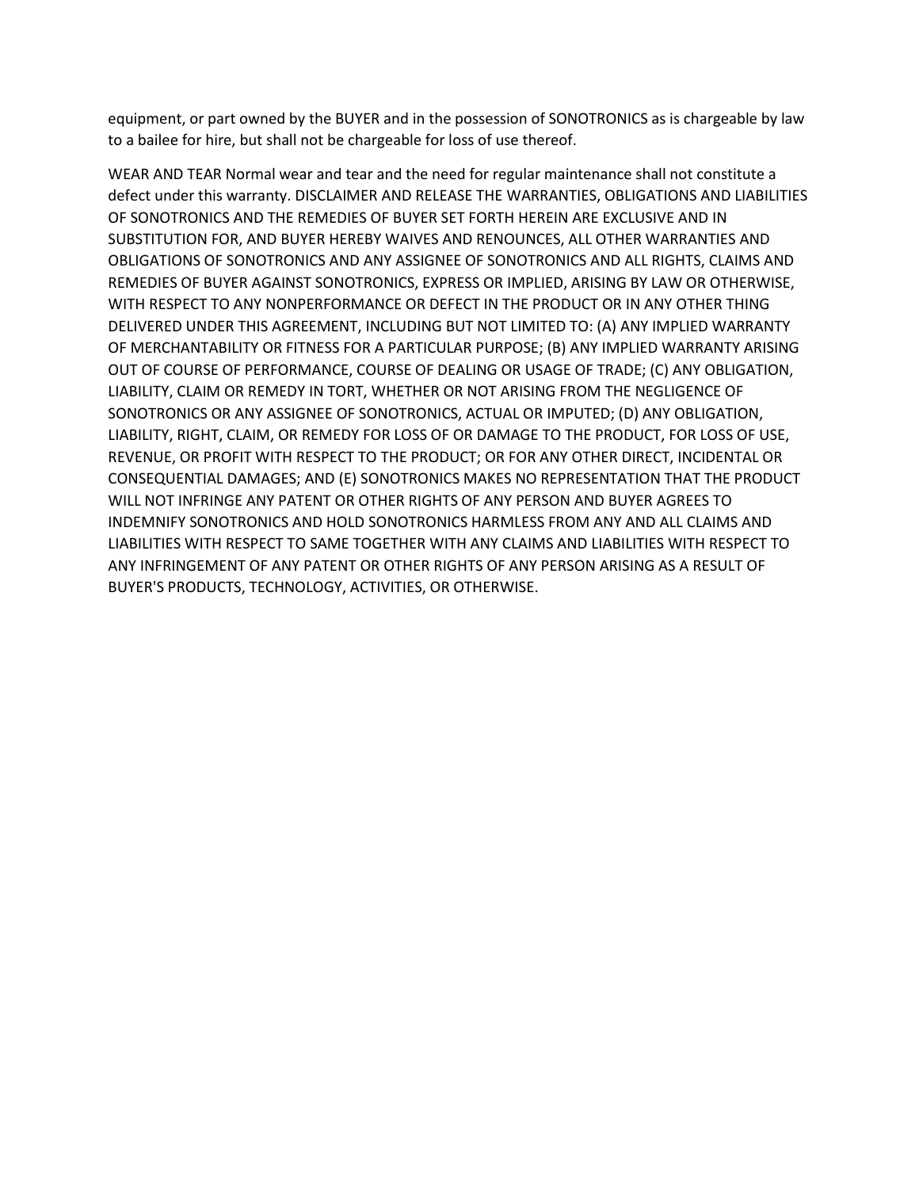equipment, or part owned by the BUYER and in the possession of SONOTRONICS as is chargeable by law to a bailee for hire, but shall not be chargeable for loss of use thereof.

WEAR AND TEAR Normal wear and tear and the need for regular maintenance shall not constitute a defect under this warranty. DISCLAIMER AND RELEASE THE WARRANTIES, OBLIGATIONS AND LIABILITIES OF SONOTRONICS AND THE REMEDIES OF BUYER SET FORTH HEREIN ARE EXCLUSIVE AND IN SUBSTITUTION FOR, AND BUYER HEREBY WAIVES AND RENOUNCES, ALL OTHER WARRANTIES AND OBLIGATIONS OF SONOTRONICS AND ANY ASSIGNEE OF SONOTRONICS AND ALL RIGHTS, CLAIMS AND REMEDIES OF BUYER AGAINST SONOTRONICS, EXPRESS OR IMPLIED, ARISING BY LAW OR OTHERWISE, WITH RESPECT TO ANY NONPERFORMANCE OR DEFECT IN THE PRODUCT OR IN ANY OTHER THING DELIVERED UNDER THIS AGREEMENT, INCLUDING BUT NOT LIMITED TO: (A) ANY IMPLIED WARRANTY OF MERCHANTABILITY OR FITNESS FOR A PARTICULAR PURPOSE; (B) ANY IMPLIED WARRANTY ARISING OUT OF COURSE OF PERFORMANCE, COURSE OF DEALING OR USAGE OF TRADE; (C) ANY OBLIGATION, LIABILITY, CLAIM OR REMEDY IN TORT, WHETHER OR NOT ARISING FROM THE NEGLIGENCE OF SONOTRONICS OR ANY ASSIGNEE OF SONOTRONICS, ACTUAL OR IMPUTED; (D) ANY OBLIGATION, LIABILITY, RIGHT, CLAIM, OR REMEDY FOR LOSS OF OR DAMAGE TO THE PRODUCT, FOR LOSS OF USE, REVENUE, OR PROFIT WITH RESPECT TO THE PRODUCT; OR FOR ANY OTHER DIRECT, INCIDENTAL OR CONSEQUENTIAL DAMAGES; AND (E) SONOTRONICS MAKES NO REPRESENTATION THAT THE PRODUCT WILL NOT INFRINGE ANY PATENT OR OTHER RIGHTS OF ANY PERSON AND BUYER AGREES TO INDEMNIFY SONOTRONICS AND HOLD SONOTRONICS HARMLESS FROM ANY AND ALL CLAIMS AND LIABILITIES WITH RESPECT TO SAME TOGETHER WITH ANY CLAIMS AND LIABILITIES WITH RESPECT TO ANY INFRINGEMENT OF ANY PATENT OR OTHER RIGHTS OF ANY PERSON ARISING AS A RESULT OF BUYER'S PRODUCTS, TECHNOLOGY, ACTIVITIES, OR OTHERWISE.